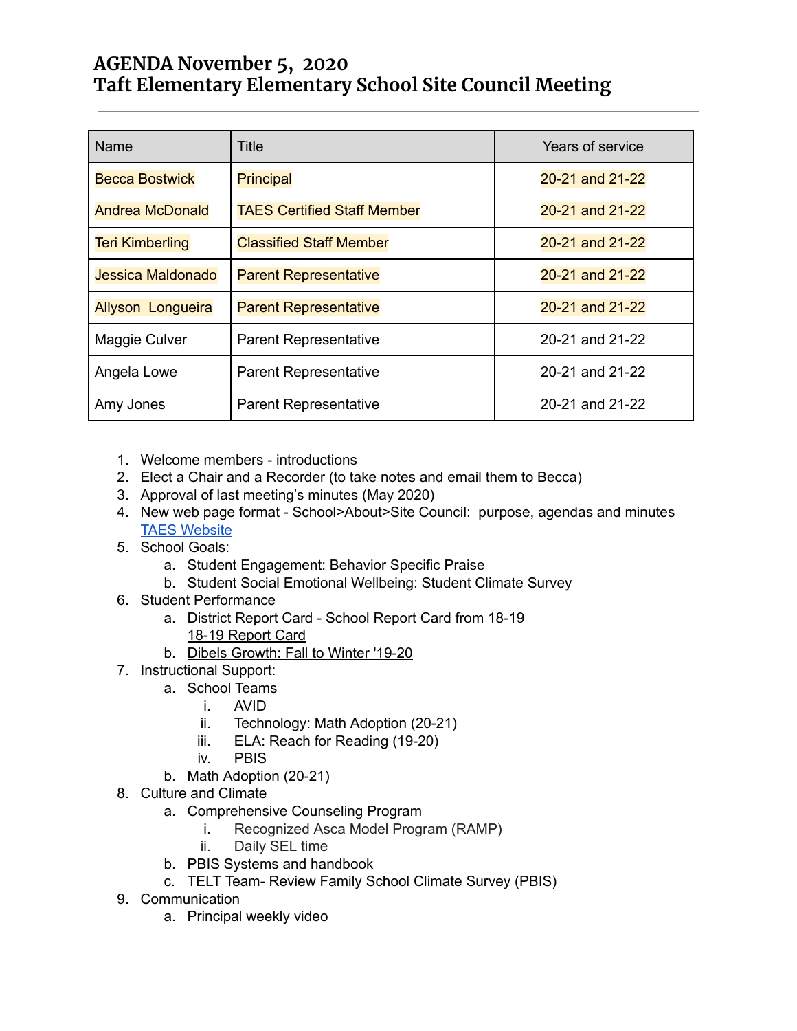# AGENDA November 5, 2020
# Taft Elementary Elementary School Site Council Meeting

---

| Name | Title | Years of service |
|---|---|---|
| Becca Bostwick | Principal | 20-21 and 21-22 |
| Andrea McDonald | TAES Certified Staff Member | 20-21 and 21-22 |
| Teri Kimberling | Classified Staff Member | 20-21 and 21-22 |
| Jessica Maldonado | Parent Representative | 20-21 and 21-22 |
| Allyson Longueira | Parent Representative | 20-21 and 21-22 |
| Maggie Culver | Parent Representative | 20-21 and 21-22 |
| Angela Lowe | Parent Representative | 20-21 and 21-22 |
| Amy Jones | Parent Representative | 20-21 and 21-22 |

1. Welcome members - introductions
2. Elect a Chair and a Recorder (to take notes and email them to Becca)
3. Approval of last meeting's minutes (May 2020)
4. New web page format - School>About>Site Council: purpose, agendas and minutes
   TAES Website
5. School Goals:
   a. Student Engagement: Behavior Specific Praise
   b. Student Social Emotional Wellbeing: Student Climate Survey
6. Student Performance
   a. District Report Card - School Report Card from 18-19
      18-19 Report Card
   b. Dibels Growth: Fall to Winter '19-20
7. Instructional Support:
   a. School Teams
      i. AVID
      ii. Technology: Math Adoption (20-21)
      iii. ELA: Reach for Reading (19-20)
      iv. PBIS
   b. Math Adoption (20-21)
8. Culture and Climate
   a. Comprehensive Counseling Program
      i. Recognized Asca Model Program (RAMP)
      ii. Daily SEL time
   b. PBIS Systems and handbook
   c. TELT Team- Review Family School Climate Survey (PBIS)
9. Communication
   a. Principal weekly video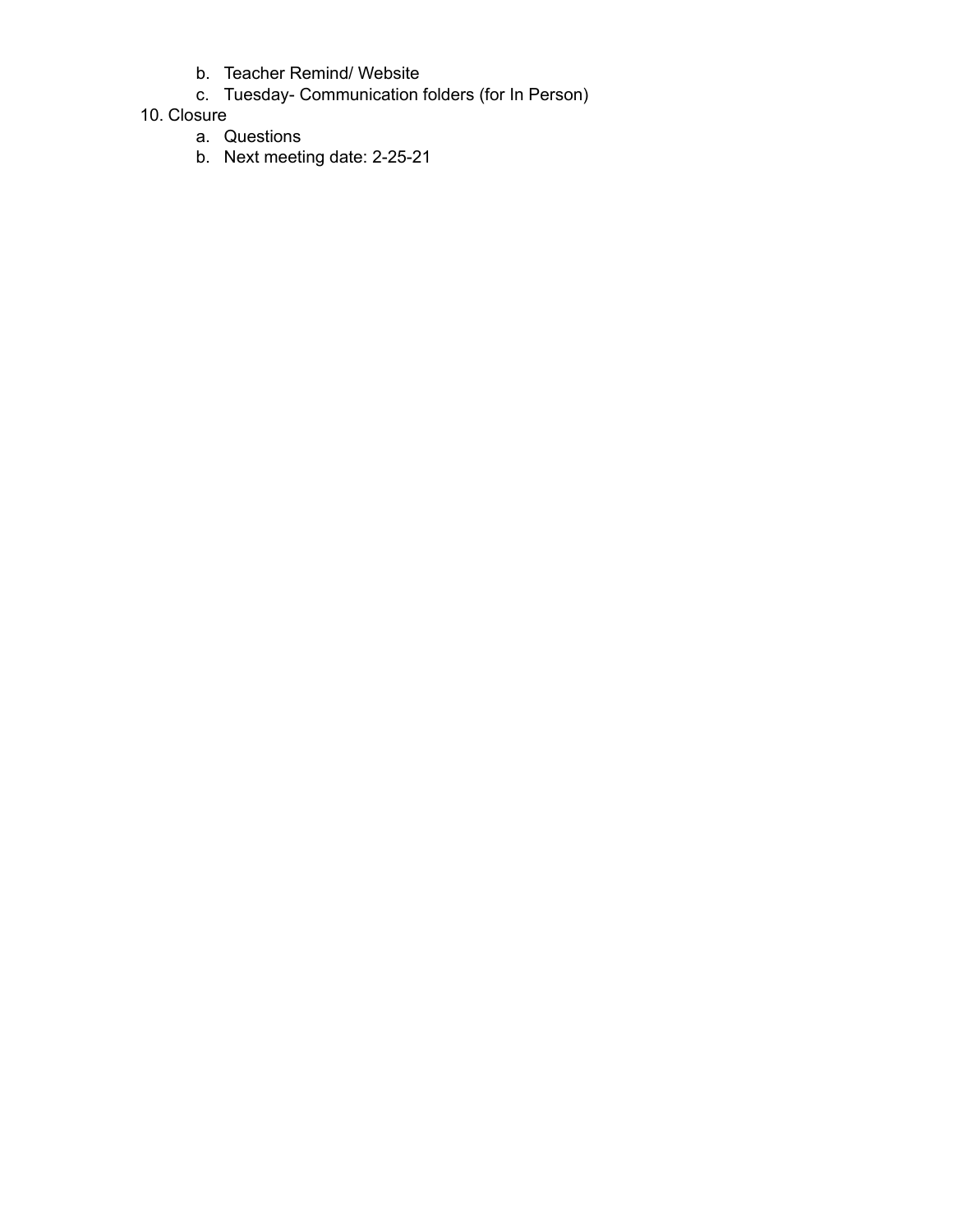b. Teacher Remind/ Website
   c. Tuesday- Communication folders (for In Person)

10. Closure
   a. Questions
   b. Next meeting date: 2-25-21